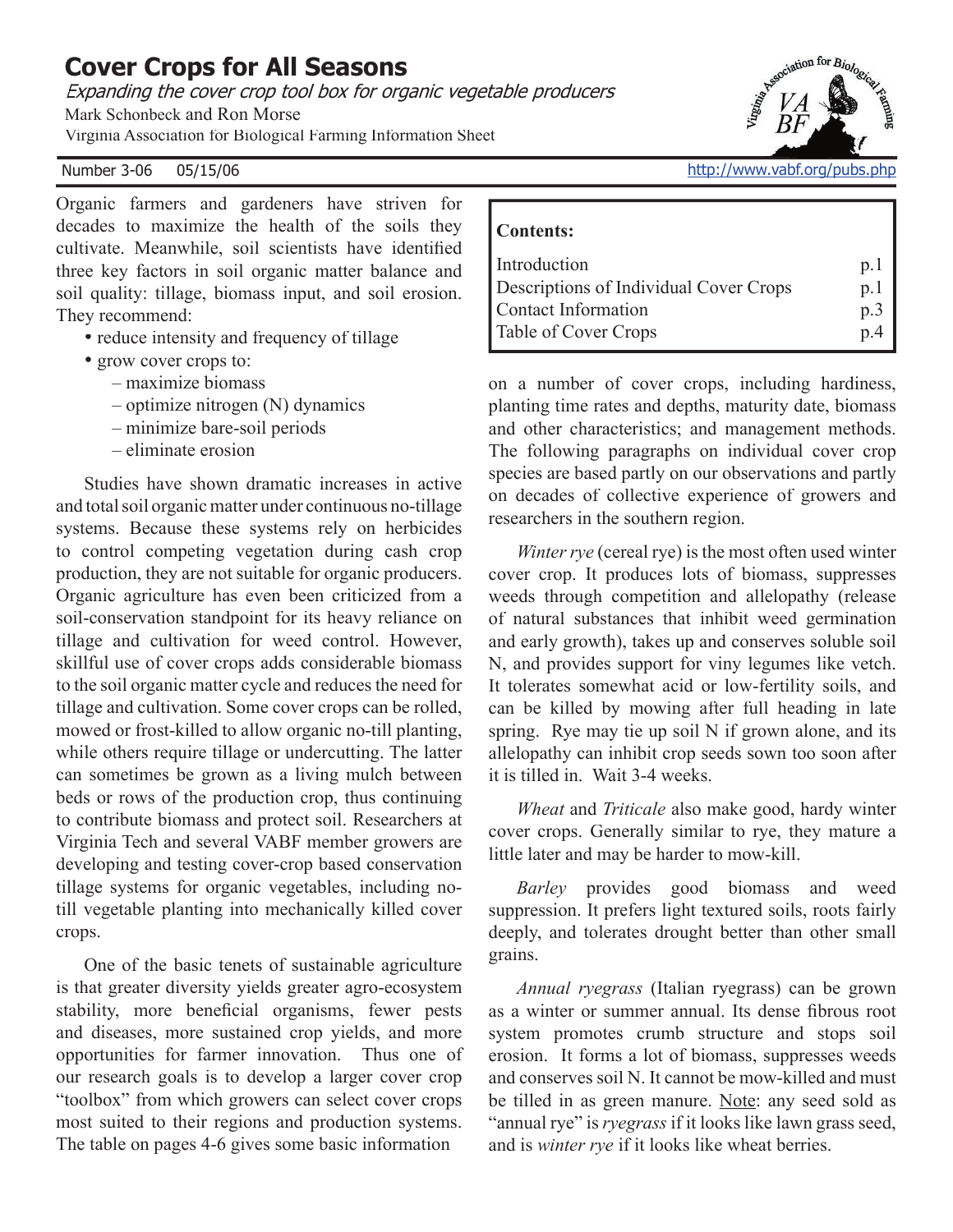# Cover Crops for All Seasons

*Expanding the cover crop tool box for organic vegetable producers*

Mark Schonbeck and Ron Morse

Virginia Association for Biological Farming Information Sheet

Number 3-06 05/15/06 http://www.vabf.org/pubs.php

| **Contents:** | |
|---|---|
| Introduction | p.1 |
| Descriptions of Individual Cover Crops | p.1 |
| Contact Information | p.3 |
| Table of Cover Crops | p.4 |

Organic farmers and gardeners have striven for decades to maximize the health of the soils they cultivate. Meanwhile, soil scientists have identified three key factors in soil organic matter balance and soil quality: tillage, biomass input, and soil erosion. They recommend:

- reduce intensity and frequency of tillage
- grow cover crops to:
  - maximize biomass
  - optimize nitrogen (N) dynamics
  - minimize bare-soil periods
  - eliminate erosion

Studies have shown dramatic increases in active and total soil organic matter under continuous no-tillage systems. Because these systems rely on herbicides to control competing vegetation during cash crop production, they are not suitable for organic producers. Organic agriculture has even been criticized from a soil-conservation standpoint for its heavy reliance on tillage and cultivation for weed control. However, skillful use of cover crops adds considerable biomass to the soil organic matter cycle and reduces the need for tillage and cultivation. Some cover crops can be rolled, mowed or frost-killed to allow organic no-till planting, while others require tillage or undercutting. The latter can sometimes be grown as a living mulch between beds or rows of the production crop, thus continuing to contribute biomass and protect soil. Researchers at Virginia Tech and several VABF member growers are developing and testing cover-crop based conservation tillage systems for organic vegetables, including no-till vegetable planting into mechanically killed cover crops.

One of the basic tenets of sustainable agriculture is that greater diversity yields greater agro-ecosystem stability, more beneficial organisms, fewer pests and diseases, more sustained crop yields, and more opportunities for farmer innovation. Thus one of our research goals is to develop a larger cover crop "toolbox" from which growers can select cover crops most suited to their regions and production systems. The table on pages 4-6 gives some basic information on a number of cover crops, including hardiness, planting time rates and depths, maturity date, biomass and other characteristics; and management methods. The following paragraphs on individual cover crop species are based partly on our observations and partly on decades of collective experience of growers and researchers in the southern region.

*Winter rye* (cereal rye) is the most often used winter cover crop. It produces lots of biomass, suppresses weeds through competition and allelopathy (release of natural substances that inhibit weed germination and early growth), takes up and conserves soluble soil N, and provides support for viny legumes like vetch. It tolerates somewhat acid or low-fertility soils, and can be killed by mowing after full heading in late spring. Rye may tie up soil N if grown alone, and its allelopathy can inhibit crop seeds sown too soon after it is tilled in. Wait 3-4 weeks.

*Wheat* and *Triticale* also make good, hardy winter cover crops. Generally similar to rye, they mature a little later and may be harder to mow-kill.

*Barley* provides good biomass and weed suppression. It prefers light textured soils, roots fairly deeply, and tolerates drought better than other small grains.

*Annual ryegrass* (Italian ryegrass) can be grown as a winter or summer annual. Its dense fibrous root system promotes crumb structure and stops soil erosion. It forms a lot of biomass, suppresses weeds and conserves soil N. It cannot be mow-killed and must be tilled in as green manure. Note: any seed sold as "annual rye" is *ryegrass* if it looks like lawn grass seed, and is *winter rye* if it looks like wheat berries.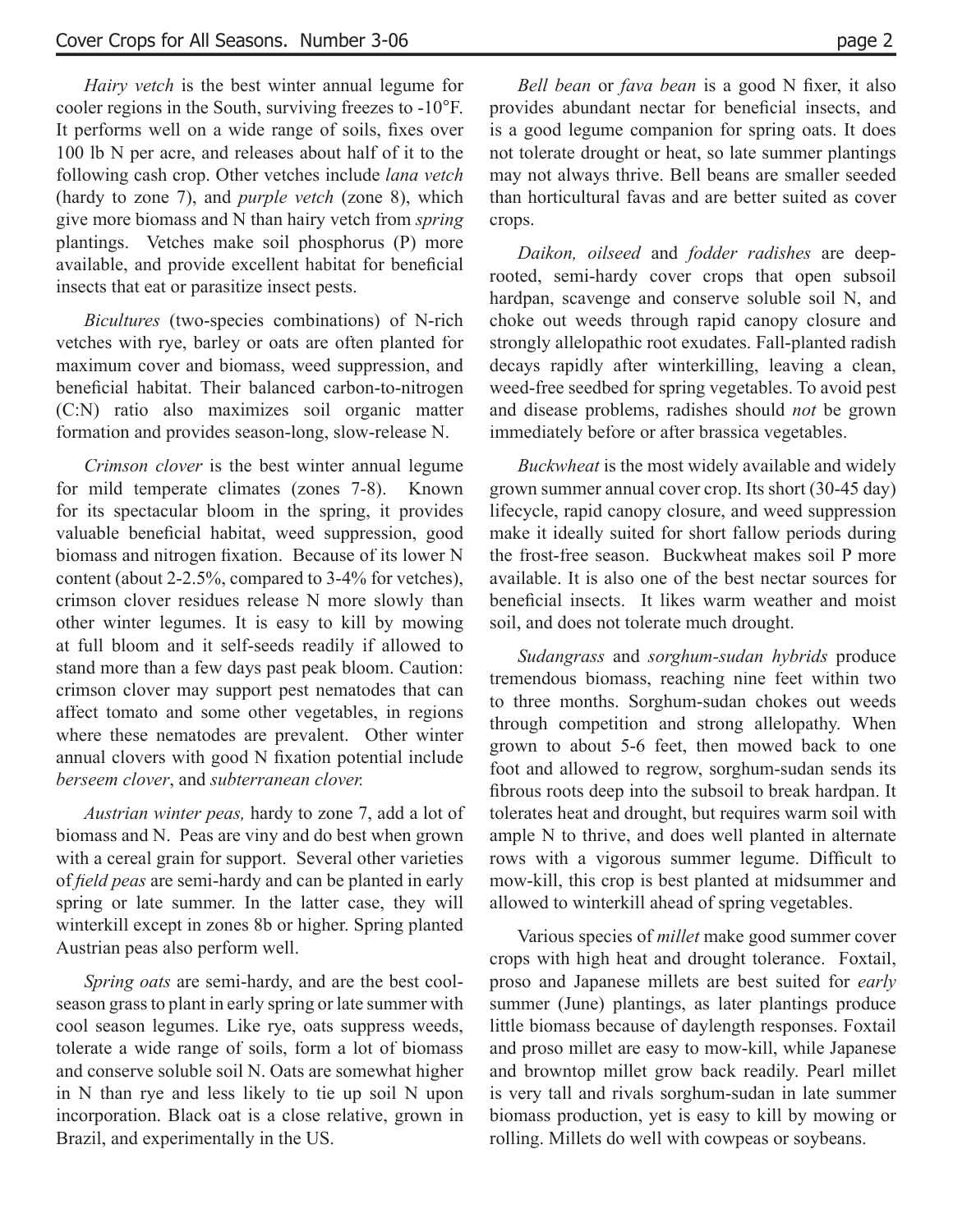*Hairy vetch* is the best winter annual legume for cooler regions in the South, surviving freezes to -10°F. It performs well on a wide range of soils, fixes over 100 lb N per acre, and releases about half of it to the following cash crop. Other vetches include *lana vetch* (hardy to zone 7), and *purple vetch* (zone 8), which give more biomass and N than hairy vetch from *spring* plantings. Vetches make soil phosphorus (P) more available, and provide excellent habitat for beneficial insects that eat or parasitize insect pests.

*Bicultures* (two-species combinations) of N-rich vetches with rye, barley or oats are often planted for maximum cover and biomass, weed suppression, and beneficial habitat. Their balanced carbon-to-nitrogen (C:N) ratio also maximizes soil organic matter formation and provides season-long, slow-release N.

*Crimson clover* is the best winter annual legume for mild temperate climates (zones 7-8). Known for its spectacular bloom in the spring, it provides valuable beneficial habitat, weed suppression, good biomass and nitrogen fixation. Because of its lower N content (about 2-2.5%, compared to 3-4% for vetches), crimson clover residues release N more slowly than other winter legumes. It is easy to kill by mowing at full bloom and it self-seeds readily if allowed to stand more than a few days past peak bloom. Caution: crimson clover may support pest nematodes that can affect tomato and some other vegetables, in regions where these nematodes are prevalent. Other winter annual clovers with good N fixation potential include *berseem clover*, and *subterranean clover.*

*Austrian winter peas,* hardy to zone 7, add a lot of biomass and N. Peas are viny and do best when grown with a cereal grain for support. Several other varieties of *field peas* are semi-hardy and can be planted in early spring or late summer. In the latter case, they will winterkill except in zones 8b or higher. Spring planted Austrian peas also perform well.

*Spring oats* are semi-hardy, and are the best cool-season grass to plant in early spring or late summer with cool season legumes. Like rye, oats suppress weeds, tolerate a wide range of soils, form a lot of biomass and conserve soluble soil N. Oats are somewhat higher in N than rye and less likely to tie up soil N upon incorporation. Black oat is a close relative, grown in Brazil, and experimentally in the US.

*Bell bean* or *fava bean* is a good N fixer, it also provides abundant nectar for beneficial insects, and is a good legume companion for spring oats. It does not tolerate drought or heat, so late summer plantings may not always thrive. Bell beans are smaller seeded than horticultural favas and are better suited as cover crops.

*Daikon, oilseed* and *fodder radishes* are deep-rooted, semi-hardy cover crops that open subsoil hardpan, scavenge and conserve soluble soil N, and choke out weeds through rapid canopy closure and strongly allelopathic root exudates. Fall-planted radish decays rapidly after winterkilling, leaving a clean, weed-free seedbed for spring vegetables. To avoid pest and disease problems, radishes should *not* be grown immediately before or after brassica vegetables.

*Buckwheat* is the most widely available and widely grown summer annual cover crop. Its short (30-45 day) lifecycle, rapid canopy closure, and weed suppression make it ideally suited for short fallow periods during the frost-free season. Buckwheat makes soil P more available. It is also one of the best nectar sources for beneficial insects. It likes warm weather and moist soil, and does not tolerate much drought.

*Sudangrass* and *sorghum-sudan hybrids* produce tremendous biomass, reaching nine feet within two to three months. Sorghum-sudan chokes out weeds through competition and strong allelopathy. When grown to about 5-6 feet, then mowed back to one foot and allowed to regrow, sorghum-sudan sends its fibrous roots deep into the subsoil to break hardpan. It tolerates heat and drought, but requires warm soil with ample N to thrive, and does well planted in alternate rows with a vigorous summer legume. Difficult to mow-kill, this crop is best planted at midsummer and allowed to winterkill ahead of spring vegetables.

Various species of *millet* make good summer cover crops with high heat and drought tolerance. Foxtail, proso and Japanese millets are best suited for *early* summer (June) plantings, as later plantings produce little biomass because of daylength responses. Foxtail and proso millet are easy to mow-kill, while Japanese and browntop millet grow back readily. Pearl millet is very tall and rivals sorghum-sudan in late summer biomass production, yet is easy to kill by mowing or rolling. Millets do well with cowpeas or soybeans.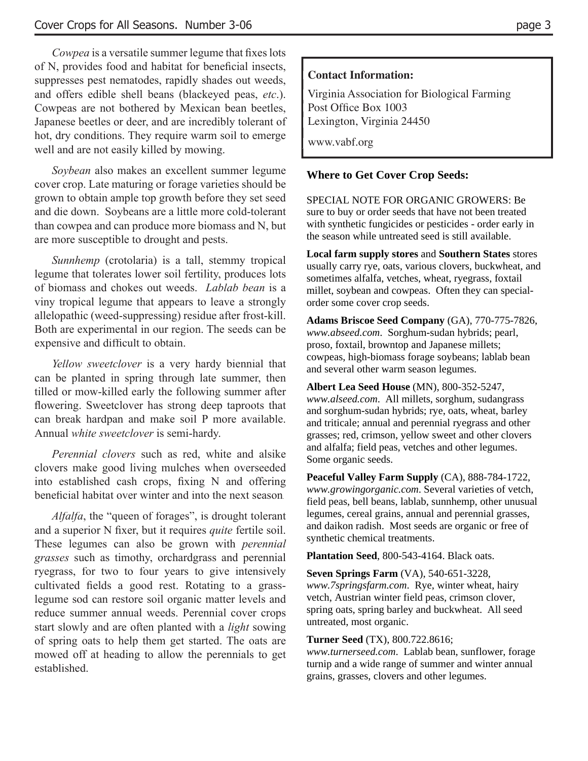*Cowpea* is a versatile summer legume that fixes lots of N, provides food and habitat for beneficial insects, suppresses pest nematodes, rapidly shades out weeds, and offers edible shell beans (blackeyed peas, *etc*.). Cowpeas are not bothered by Mexican bean beetles, Japanese beetles or deer, and are incredibly tolerant of hot, dry conditions. They require warm soil to emerge well and are not easily killed by mowing.

*Soybean* also makes an excellent summer legume cover crop. Late maturing or forage varieties should be grown to obtain ample top growth before they set seed and die down. Soybeans are a little more cold-tolerant than cowpea and can produce more biomass and N, but are more susceptible to drought and pests.

*Sunnhemp* (crotolaria) is a tall, stemmy tropical legume that tolerates lower soil fertility, produces lots of biomass and chokes out weeds. *Lablab bean* is a viny tropical legume that appears to leave a strongly allelopathic (weed-suppressing) residue after frost-kill. Both are experimental in our region. The seeds can be expensive and difficult to obtain.

*Yellow sweetclover* is a very hardy biennial that can be planted in spring through late summer, then tilled or mow-killed early the following summer after flowering. Sweetclover has strong deep taproots that can break hardpan and make soil P more available. Annual *white sweetclover* is semi-hardy.

*Perennial clovers* such as red, white and alsike clovers make good living mulches when overseeded into established cash crops, fixing N and offering beneficial habitat over winter and into the next season.

*Alfalfa*, the "queen of forages", is drought tolerant and a superior N fixer, but it requires *quite* fertile soil. These legumes can also be grown with *perennial grasses* such as timothy, orchardgrass and perennial ryegrass, for two to four years to give intensively cultivated fields a good rest. Rotating to a grass-legume sod can restore soil organic matter levels and reduce summer annual weeds. Perennial cover crops start slowly and are often planted with a *light* sowing of spring oats to help them get started. The oats are mowed off at heading to allow the perennials to get established.

**Contact Information:**

Virginia Association for Biological Farming
Post Office Box 1003
Lexington, Virginia 24450

www.vabf.org

**Where to Get Cover Crop Seeds:**

SPECIAL NOTE FOR ORGANIC GROWERS: Be sure to buy or order seeds that have not been treated with synthetic fungicides or pesticides - order early in the season while untreated seed is still available.

**Local farm supply stores** and **Southern States** stores usually carry rye, oats, various clovers, buckwheat, and sometimes alfalfa, vetches, wheat, ryegrass, foxtail millet, soybean and cowpeas. Often they can special-order some cover crop seeds.

**Adams Briscoe Seed Company** (GA), 770-775-7826, *www.abseed.com*. Sorghum-sudan hybrids; pearl, proso, foxtail, browntop and Japanese millets; cowpeas, high-biomass forage soybeans; lablab bean and several other warm season legumes.

**Albert Lea Seed House** (MN), 800-352-5247, *www.alseed.com*. All millets, sorghum, sudangrass and sorghum-sudan hybrids; rye, oats, wheat, barley and triticale; annual and perennial ryegrass and other grasses; red, crimson, yellow sweet and other clovers and alfalfa; field peas, vetches and other legumes. Some organic seeds.

**Peaceful Valley Farm Supply** (CA), 888-784-1722, *www.growingorganic.com*. Several varieties of vetch, field peas, bell beans, lablab, sunnhemp, other unusual legumes, cereal grains, annual and perennial grasses, and daikon radish. Most seeds are organic or free of synthetic chemical treatments.

**Plantation Seed**, 800-543-4164. Black oats.

**Seven Springs Farm** (VA), 540-651-3228, *www.7springsfarm.com*. Rye, winter wheat, hairy vetch, Austrian winter field peas, crimson clover, spring oats, spring barley and buckwheat. All seed untreated, most organic.

**Turner Seed** (TX), 800.722.8616; *www.turnerseed.com*. Lablab bean, sunflower, forage turnip and a wide range of summer and winter annual grains, grasses, clovers and other legumes.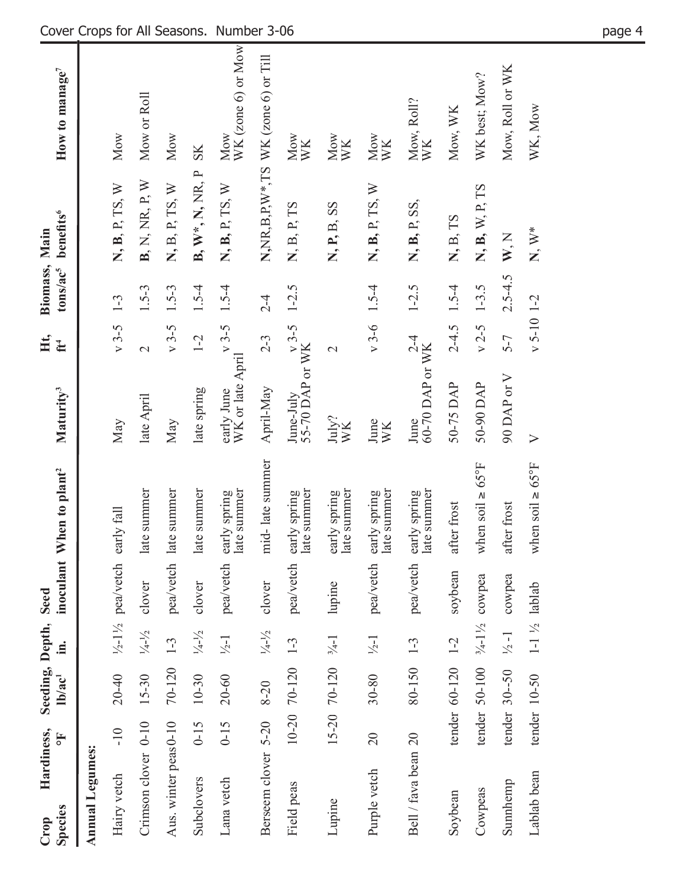| Crop Species | Hardiness, °F | Seeding, lb/ac[1] | Depth, in. | Seed inoculant | When to plant[2] | Maturity[3] | Ht, ft[4] | Biomass, tons/ac[5] | Main benefits[6] | How to manage[7] |
|---|---|---|---|---|---|---|---|---|---|---|
| **Annual Legumes:** | | | | | | | | | | |
| Hairy vetch | -10 | 20-40 | ½-1½ | pea/vetch | early fall | May | v 3-5 | 1-3 | **N**, **B**, P, TS, W | Mow |
| Crimson clover | 0-10 | 15-30 | ¼-½ | clover | late summer | late April | 2 | 1.5-3 | **B**, N, NR, P, W | Mow or Roll |
| Aus. winter peas | 0-10 | 70-120 | 1-3 | pea/vetch | late summer | May | v 3-5 | 1.5-3 | N, B, P, TS, W | Mow |
| Subclovers | 0-15 | 10-30 | ¼-½ | clover | late summer | late spring | 1-2 | 1.5-4 | **B**, **W***, **N**, NR, P | SK |
| Lana vetch | 0-15 | 20-60 | ½-1 | pea/vetch | early spring<br>late summer | early June<br>WK or late April | v 3-5 | 1.5-4 | **N**, **B**, P, TS, W | Mow<br>WK (zone 6) or Mow |
| Berseem clover | 5-20 | 8-20 | ¼-½ | clover | mid- late summer | April-May | 2-3 | 2-4 | N,NR,B,P,W*,TS | WK (zone 6) or Till |
| Field peas | 10-20 | 70-120 | 1-3 | pea/vetch | early spring<br>late summer | June-July<br>55-70 DAP or WK | v 3-5 | 1-2.5 | N, B, P, TS | Mow<br>WK |
| Lupine | 15-20 | 70-120 | ¾-1 | lupine | early spring<br>late summer | July?<br>WK | 2 | | **N**, **P**, B, SS | Mow<br>WK |
| Purple vetch | 20 | 30-80 | ½-1 | pea/vetch | early spring<br>late summer | June<br>WK | v 3-6 | 1.5-4 | **N**, **B**, P, TS, W | Mow<br>WK |
| Bell / fava bean | 20 | 80-150 | 1-3 | pea/vetch | early spring<br>late summer | June<br>60-70 DAP or WK | 2-4 | 1-2.5 | **N**, **B**, P, SS, | Mow, Roll?<br>WK |
| Soybean | tender | 60-120 | 1-2 | soybean | after frost | 50-75 DAP | 2-4.5 | 1.5-4 | N, B, TS | Mow, WK |
| Cowpeas | tender | 50-100 | ¾-1½ | cowpea | when soil ≥ 65°F | 50-90 DAP | v 2-5 | 1-3.5 | **N**, **B**, W, P, TS | WK best; Mow? |
| Sunnhemp | tender | 30--50 | ½-1 | cowpea | after frost | 90 DAP or V | 5-7 | 2.5-4.5 | **W**, N | Mow, Roll or WK |
| Lablab bean | tender | 10-50 | 1-1 ½ | lablab | when soil ≥ 65°F | V | v 5-10 | 1-2 | **N**, **W*** | WK, Mow |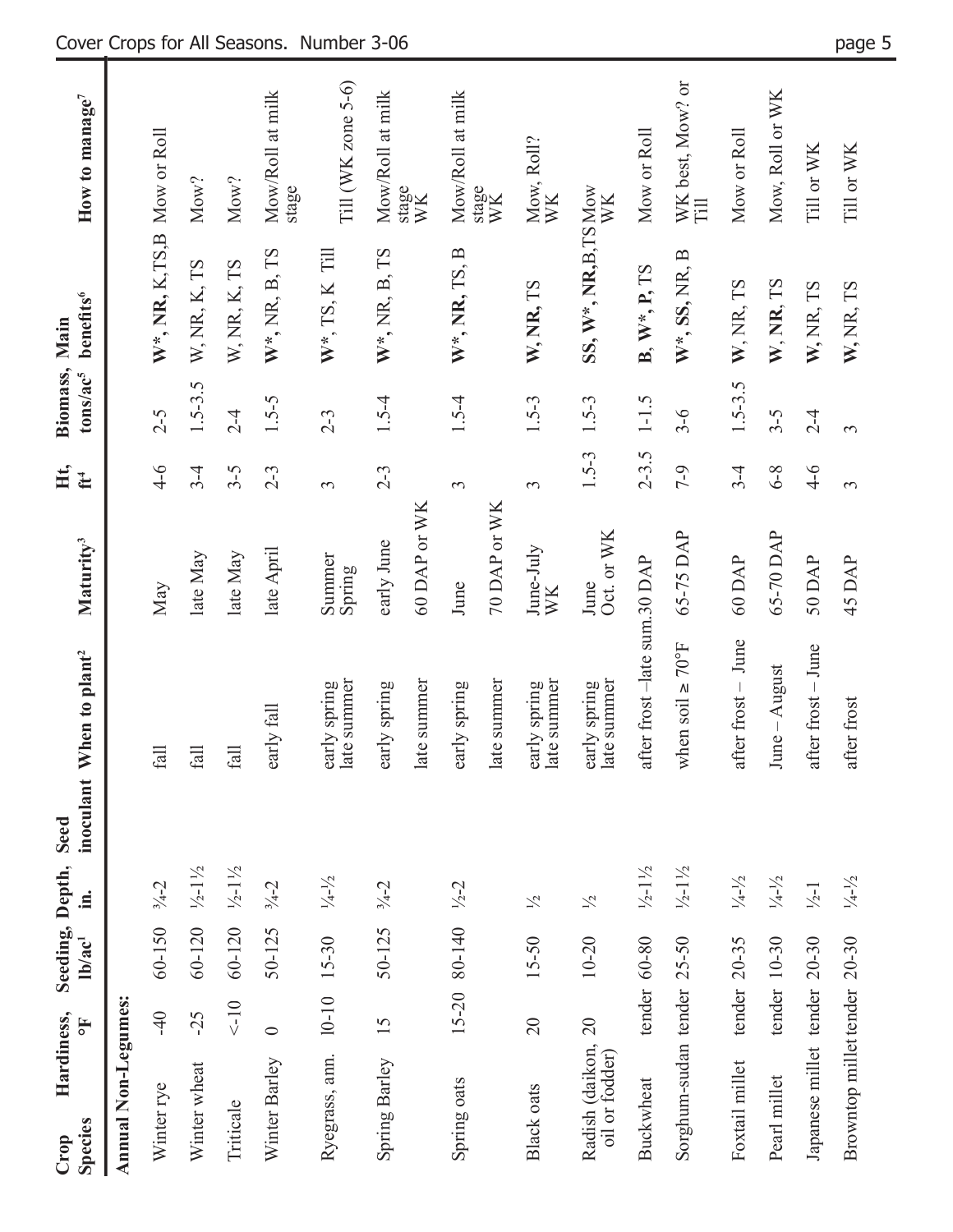| Crop Species | Hardiness, °F | Seeding, lb/ac[1] | Depth, in. | Seed inoculant | When to plant[2] | Maturity[3] | Ht, ft[4] | Biomass, tons/ac[5] | Main benefits[6] | How to manage[7] |
|---|---|---|---|---|---|---|---|---|---|---|
| **Annual Non-Legumes:** | | | | | | | | | | |
| Winter rye | -40 | 60-150 | ¾-2 | | fall | May | 4-6 | 2-5 | **W***, **NR**, K, TS, B | Mow or Roll |
| Winter wheat | -25 | 60-120 | ½-1½ | | fall | late May | 3-4 | 1.5-3.5 | W, NR, K, TS | Mow? |
| Triticale | <-10 | 60-120 | ½-1½ | | fall | late May | 3-5 | 2-4 | W, NR, K, TS | Mow? |
| Winter Barley | 0 | 50-125 | ¾-2 | | early fall | late April | 2-3 | 1.5-5 | **W***, NR, B, TS | Mow/Roll at milk stage |
| Ryegrass, ann. | 10-10 | 15-30 | ¼-½ | | early spring<br>late summer | Summer<br>Spring | 3 | 2-3 | **W***, TS, K Till | Till (WK zone 5-6) |
| Spring Barley | 15 | 50-125 | ¾-2 | | early spring | early June | 2-3 | 1.5-4 | **W***, NR, B, TS | Mow/Roll at milk stage |
| | | | | | late summer | 60 DAP or WK | | | | WK |
| Spring oats | 15-20 | 80-140 | ½-2 | | early spring | June | 3 | 1.5-4 | **W***, **NR**, TS, B | Mow/Roll at milk stage |
| | | | | | late summer | 70 DAP or WK | | | | WK |
| Black oats | 20 | 15-50 | ½ | | early spring<br>late summer | June-July<br>WK | 3 | 1.5-3 | **W**, **NR**, TS | Mow, Roll?<br>WK |
| Radish (daikon, oil or fodder) | 20 | 10-20 | ½ | | early spring<br>late summer | June<br>Oct. or WK | 1.5-3 | 1.5-3 | **SS**, **W***, **NR**, B, TS | Mow<br>WK |
| Buckwheat | tender | 60-80 | ½-1½ | | after frost –late sum. | 30 DAP | 2-3.5 | 1-1.5 | **B**, **W***, **P**, TS | Mow or Roll |
| Sorghum-sudan | tender | 25-50 | ½-1½ | | when soil ≥ 70°F | 65-75 DAP | 7-9 | 3-6 | **W***, **SS**, NR, B | WK best, Mow? or Till |
| Foxtail millet | tender | 20-35 | ¼-½ | | after frost – June | 60 DAP | 3-4 | 1.5-3.5 | **W**, NR, TS | Mow or Roll |
| Pearl millet | tender | 10-30 | ¼-½ | | June – August | 65-70 DAP | 6-8 | 3-5 | **W**, **NR**, TS | Mow, Roll or WK |
| Japanese millet | tender | 20-30 | ½-1 | | after frost – June | 50 DAP | 4-6 | 2-4 | **W**, NR, TS | Till or WK |
| Browntop millet | tender | 20-30 | ¼-½ | | after frost | 45 DAP | 3 | 3 | **W**, NR, TS | Till or WK |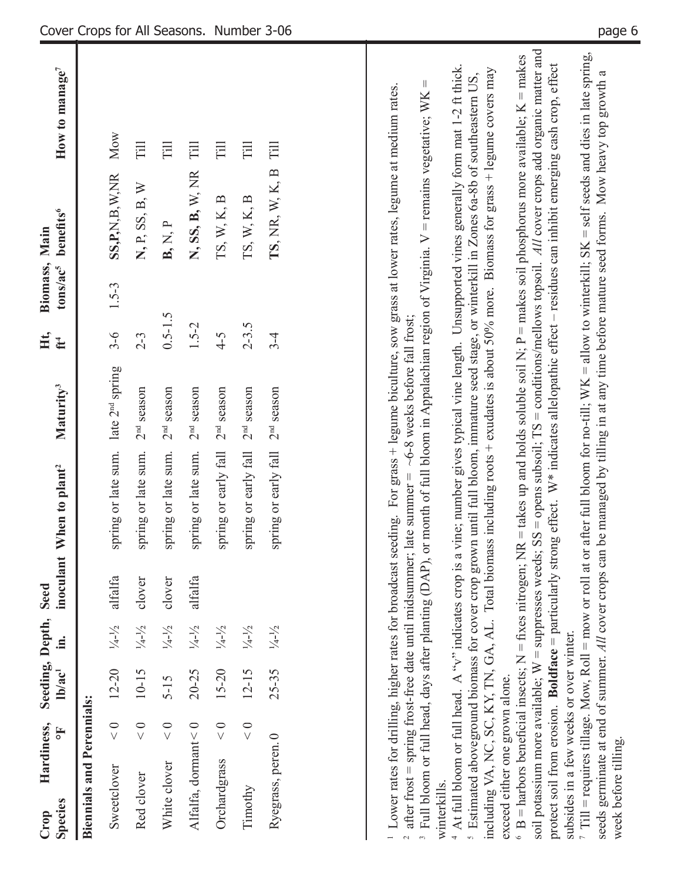| Crop Species | Hardiness, °F | Seeding, lb/ac[1] | Depth, in. | Seed inoculant | When to plant[2] | Maturity[3] | Ht, ft[4] | Biomass, tons/ac[5] | Main benefits[6] | How to manage[7] |
|---|---|---|---|---|---|---|---|---|---|---|
| **Biennials and Perennials:** | | | | | | | | | | |
| Sweetclover | < 0 | 12-20 | ¼-½ | alfalfa | spring or late sum. | late 2nd spring | 3-6 | 1.5-3 | **SS,P**,N,B,W,NR | Mow |
| Red clover | < 0 | 10-15 | ¼-½ | clover | spring or late sum. | 2nd season | 2-3 | | **N**, P, SS, B, W | Till |
| White clover | < 0 | 5-15 | ¼-½ | clover | spring or late sum. | 2nd season | 0.5-1.5 | | **B**, N, P | Till |
| Alfalfa, dormant | < 0 | 20-25 | ¼-½ | alfalfa | spring or late sum. | 2nd season | 1.5-2 | | **N, SS, B**, W, NR | Till |
| Orchardgrass | < 0 | 15-20 | ¼-½ | | spring or early fall | 2nd season | 4-5 | | TS, W, K, B | Till |
| Timothy | < 0 | 12-15 | ¼-½ | | spring or early fall | 2nd season | 2-3.5 | | TS, W, K, B | Till |
| Ryegrass, peren. | 0 | 25-35 | ¼-½ | | spring or early fall | 2nd season | 3-4 | | **TS**, NR, W, K, B | Till |

[1] Lower rates for drilling, higher rates for broadcast seeding. For grass + legume biculture, sow grass at lower rates, legume at medium rates.
[2] after frost = spring frost-free date until midsummer; late summer = ~6-8 weeks before fall frost;
[3] Full bloom or full head, days after planting (DAP), or month of full bloom in Appalachian region of Virginia. V = remains vegetative; WK = winterkills.
[4] At full bloom or full head. A "v" indicates crop is a vine; number gives typical vine length. Unsupported vines generally form mat 1-2 ft thick.
[5] Estimated aboveground biomass for cover crop grown until full bloom, immature seed stage, or winterkill in Zones 6a-8b of southeastern US, including VA, NC, SC, KY, TN, GA, AL. Total biomass including roots + exudates is about 50% more. Biomass for grass + legume covers may exceed either one grown alone.
[6] B = harbors beneficial insects; N = fixes nitrogen; NR = takes up and holds soluble soil N; P = makes soil phosphorus more available; K = makes soil potassium more available; W = suppresses weeds; SS = opens subsoil; TS = conditions/mellows topsoil. *All* cover crops add organic matter and protect soil from erosion. **Boldface** = particularly strong effect. W* indicates allelopathic effect – residues can inhibit emerging cash crop, effect subsides in a few weeks or over winter.
[7] Till = requires tillage. Mow, Roll = mow or roll at or after full bloom for no-till; WK = allow to winterkill; SK = self seeds and dies in late spring, seeds germinate at end of summer. *All* cover crops can be managed by tilling in at any time before mature seed forms. Mow heavy top growth a week before tilling.